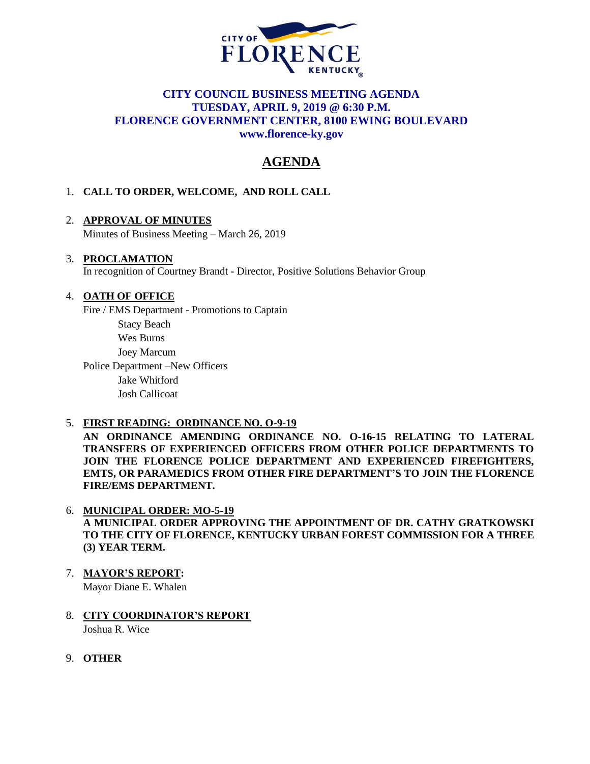CITY OF FLORENCE KENTUCKY

**CITY COUNCIL BUSINESS MEETING AGENDA**
**TUESDAY, APRIL 9, 2019 @ 6:30 P.M.**
**FLORENCE GOVERNMENT CENTER, 8100 EWING BOULEVARD**
**www.florence-ky.gov**

# AGENDA

1. **CALL TO ORDER, WELCOME, AND ROLL CALL**

2. **APPROVAL OF MINUTES**
   Minutes of Business Meeting – March 26, 2019

3. **PROCLAMATION**
   In recognition of Courtney Brandt - Director, Positive Solutions Behavior Group

4. **OATH OF OFFICE**
   Fire / EMS Department - Promotions to Captain
   - Stacy Beach
   - Wes Burns
   - Joey Marcum

   Police Department –New Officers
   - Jake Whitford
   - Josh Callicoat

5. **FIRST READING: ORDINANCE NO. O-9-19**
   **AN ORDINANCE AMENDING ORDINANCE NO. O-16-15 RELATING TO LATERAL TRANSFERS OF EXPERIENCED OFFICERS FROM OTHER POLICE DEPARTMENTS TO JOIN THE FLORENCE POLICE DEPARTMENT AND EXPERIENCED FIREFIGHTERS, EMTS, OR PARAMEDICS FROM OTHER FIRE DEPARTMENT'S TO JOIN THE FLORENCE FIRE/EMS DEPARTMENT.**

6. **MUNICIPAL ORDER: MO-5-19**
   **A MUNICIPAL ORDER APPROVING THE APPOINTMENT OF DR. CATHY GRATKOWSKI TO THE CITY OF FLORENCE, KENTUCKY URBAN FOREST COMMISSION FOR A THREE (3) YEAR TERM.**

7. **MAYOR'S REPORT:**
   Mayor Diane E. Whalen

8. **CITY COORDINATOR'S REPORT**
   Joshua R. Wice

9. **OTHER**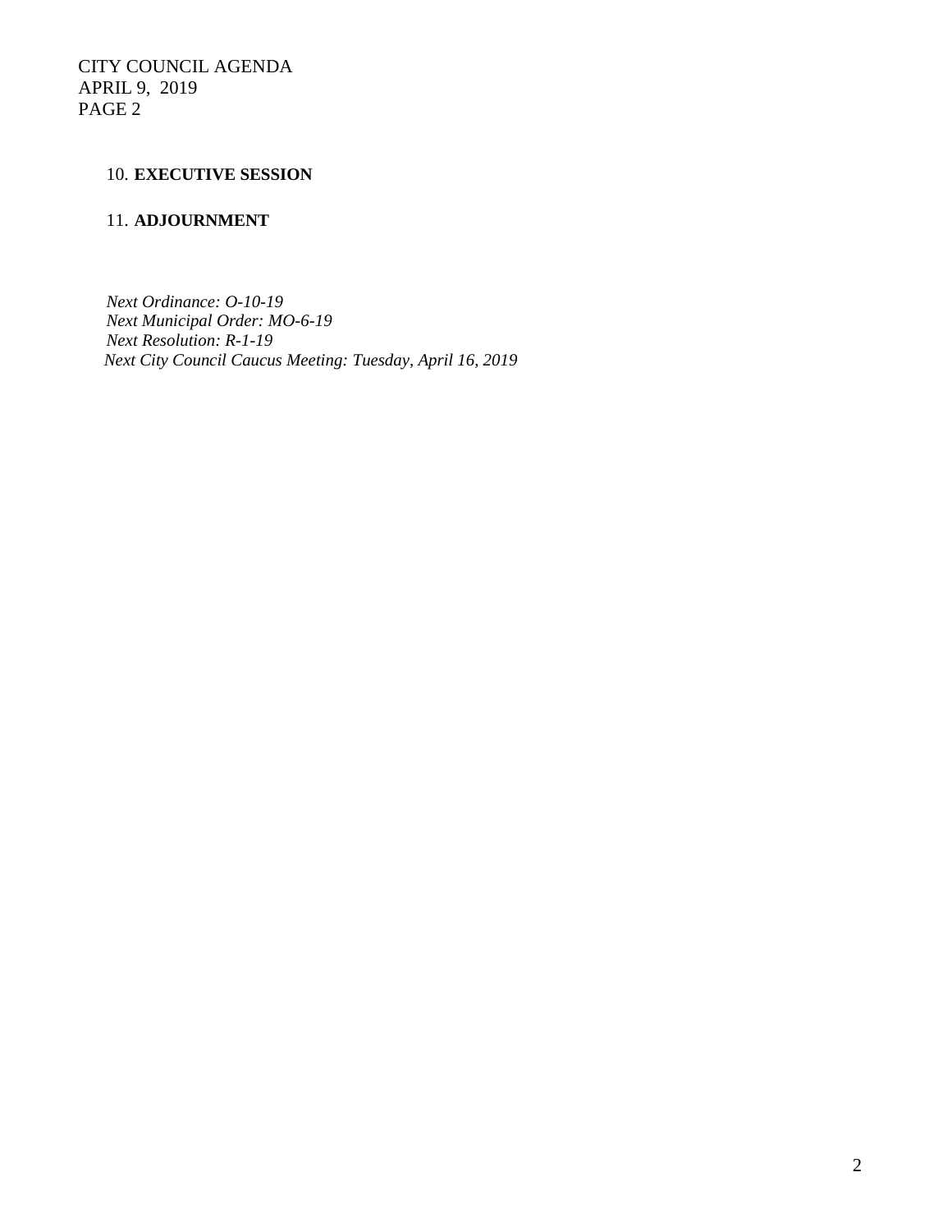10. **EXECUTIVE SESSION**

11. **ADJOURNMENT**

*Next Ordinance: O-10-19*
*Next Municipal Order: MO-6-19*
*Next Resolution: R-1-19*
*Next City Council Caucus Meeting: Tuesday, April 16, 2019*